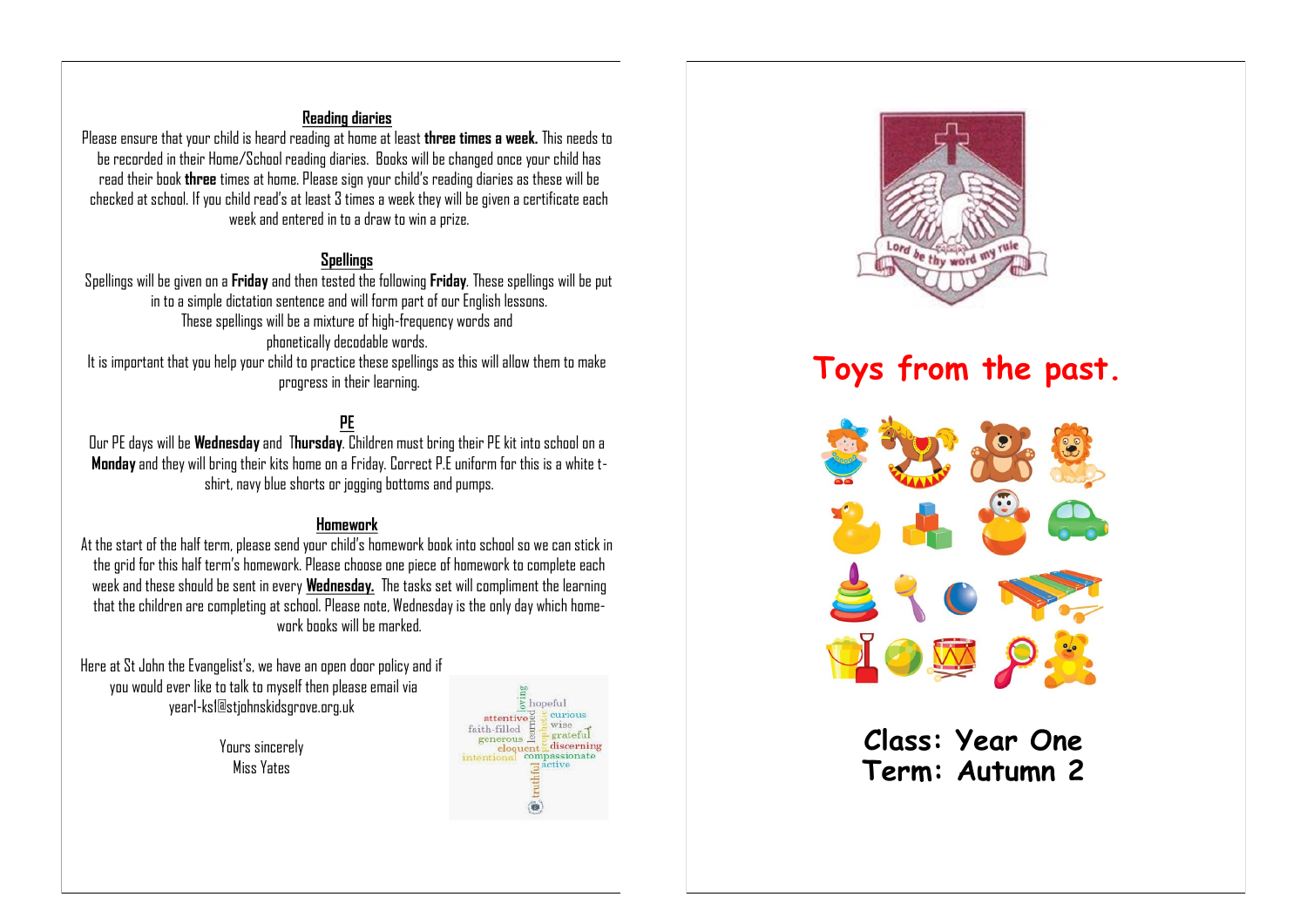## Reading diaries

Please ensure that your child is heard reading at home at least **three times a week.** This needs to be recorded in their Home/School reading diaries. Books will be changed once your child has read their book **three** times at home. Please sign your child's reading diaries as these will be checked at school. If you child read's at least 3 times a week they will be given a certificate each week and entered in to a draw to win a prize.

## Spellings

Spellings will be given on a **Friday** and then tested the following **Friday**. These spellings will be put in to a simple dictation sentence and will form part of our English lessons.
These spellings will be a mixture of high-frequency words and
phonetically decodable words.
It is important that you help your child to practice these spellings as this will allow them to make progress in their learning.

## PE

Our PE days will be **Wednesday** and T**hursday**. Children must bring their PE kit into school on a **Monday** and they will bring their kits home on a Friday. Correct P.E uniform for this is a white t-shirt, navy blue shorts or jogging bottoms and pumps.

## Homework

At the start of the half term, please send your child's homework book into school so we can stick in the grid for this half term's homework. Please choose one piece of homework to complete each week and these should be sent in every **Wednesday.** The tasks set will compliment the learning that the children are completing at school. Please note, Wednesday is the only day which home-work books will be marked.

Here at St John the Evangelist's, we have an open door policy and if you would ever like to talk to myself then please email via year1-ks1@stjohnskidsgrove.org.uk

Yours sincerely
Miss Yates

# Toys from the past.

**Class: Year One**
**Term: Autumn 2**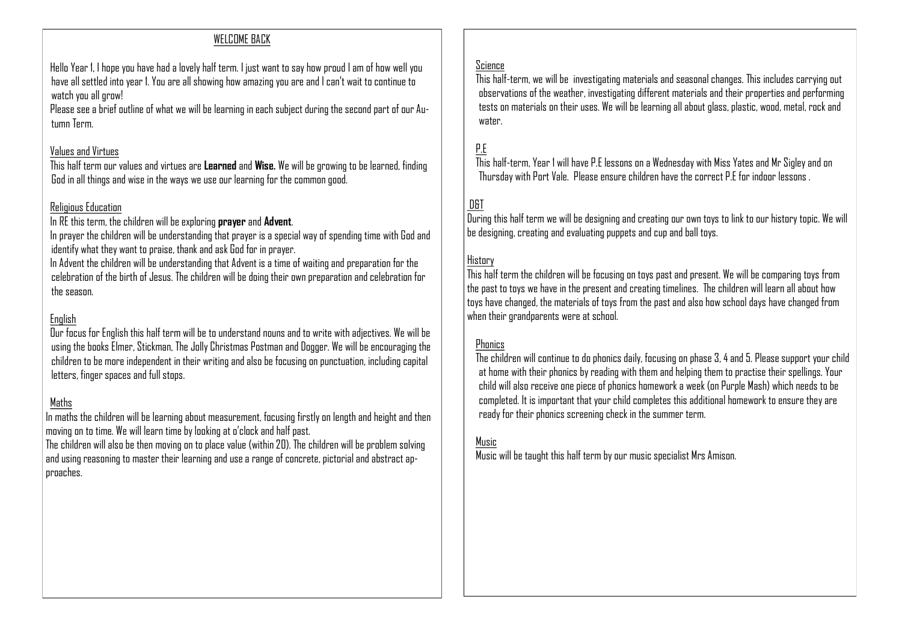## WELCOME BACK

Hello Year 1, I hope you have had a lovely half term. I just want to say how proud I am of how well you have all settled into year 1. You are all showing how amazing you are and I can't wait to continue to watch you all grow!

Please see a brief outline of what we will be learning in each subject during the second part of our Autumn Term.

### Values and Virtues

This half term our values and virtues are **Learned** and **Wise.** We will be growing to be learned, finding God in all things and wise in the ways we use our learning for the common good.

### Religious Education

In RE this term, the children will be exploring **prayer** and **Advent**.

In prayer the children will be understanding that prayer is a special way of spending time with God and identify what they want to praise, thank and ask God for in prayer.

In Advent the children will be understanding that Advent is a time of waiting and preparation for the celebration of the birth of Jesus. The children will be doing their own preparation and celebration for the season.

### English

Our focus for English this half term will be to understand nouns and to write with adjectives. We will be using the books Elmer, Stickman, The Jolly Christmas Postman and Dogger. We will be encouraging the children to be more independent in their writing and also be focusing on punctuation, including capital letters, finger spaces and full stops.

### Maths

In maths the children will be learning about measurement, focusing firstly on length and height and then moving on to time. We will learn time by looking at o'clock and half past.

The children will also be then moving on to place value (within 20). The children will be problem solving and using reasoning to master their learning and use a range of concrete, pictorial and abstract approaches.

### Science

This half-term, we will be investigating materials and seasonal changes. This includes carrying out observations of the weather, investigating different materials and their properties and performing tests on materials on their uses. We will be learning all about glass, plastic, wood, metal, rock and water.

### P.E

This half-term, Year 1 will have P.E lessons on a Wednesday with Miss Yates and Mr Sigley and on Thursday with Port Vale. Please ensure children have the correct P.E for indoor lessons .

### D&T

During this half term we will be designing and creating our own toys to link to our history topic. We will be designing, creating and evaluating puppets and cup and ball toys.

### History

This half term the children will be focusing on toys past and present. We will be comparing toys from the past to toys we have in the present and creating timelines. The children will learn all about how toys have changed, the materials of toys from the past and also how school days have changed from when their grandparents were at school.

### Phonics

The children will continue to do phonics daily, focusing on phase 3, 4 and 5. Please support your child at home with their phonics by reading with them and helping them to practise their spellings. Your child will also receive one piece of phonics homework a week (on Purple Mash) which needs to be completed. It is important that your child completes this additional homework to ensure they are ready for their phonics screening check in the summer term.

### Music

Music will be taught this half term by our music specialist Mrs Amison.